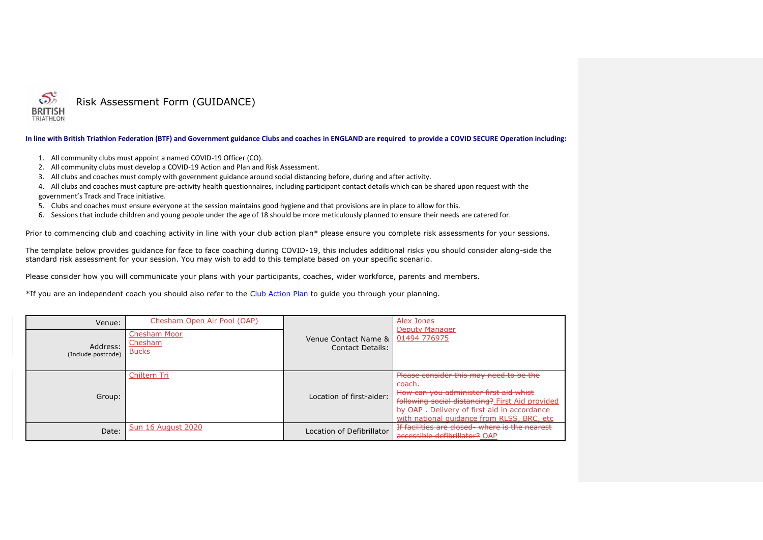# Risk Assessment Form (GUIDANCE)

**In line with British Triathlon Federation (BTF) and Government guidance Clubs and coaches in ENGLAND are required to provide a COVID SECURE Operation including:**

1. All community clubs must appoint a named COVID-19 Officer (CO).
2. All community clubs must develop a COVID-19 Action and Plan and Risk Assessment.
3. All clubs and coaches must comply with government guidance around social distancing before, during and after activity.
4. All clubs and coaches must capture pre-activity health questionnaires, including participant contact details which can be shared upon request with the government's Track and Trace initiative.
5. Clubs and coaches must ensure everyone at the session maintains good hygiene and that provisions are in place to allow for this.
6. Sessions that include children and young people under the age of 18 should be more meticulously planned to ensure their needs are catered for.

Prior to commencing club and coaching activity in line with your club action plan* please ensure you complete risk assessments for your sessions.

The template below provides guidance for face to face coaching during COVID-19, this includes additional risks you should consider along-side the standard risk assessment for your session. You may wish to add to this template based on your specific scenario.

Please consider how you will communicate your plans with your participants, coaches, wider workforce, parents and members.

*If you are an independent coach you should also refer to the Club Action Plan to guide you through your planning.

| | | | |
|---|---|---|---|
| Venue: | Chesham Open Air Pool (OAP) | Venue Contact Name & Contact Details: | Alex Jones<br>Deputy Manager<br>01494 776975 |
| Address: (Include postcode) | Chesham Moor<br>Chesham<br>Bucks | | |
| Group: | Chiltern Tri | Location of first-aider: | ~~Please consider this may need to be the coach.~~<br>~~How can you administer first aid whist following social distancing?~~ First Aid provided by OAP~~-~~. Delivery of first aid in accordance with national guidance from RLSS, BRC, etc |
| Date: | Sun 16 August 2020 | Location of Defibrillator | ~~If facilities are closed- where is the nearest accessible defibrillator?~~ OAP |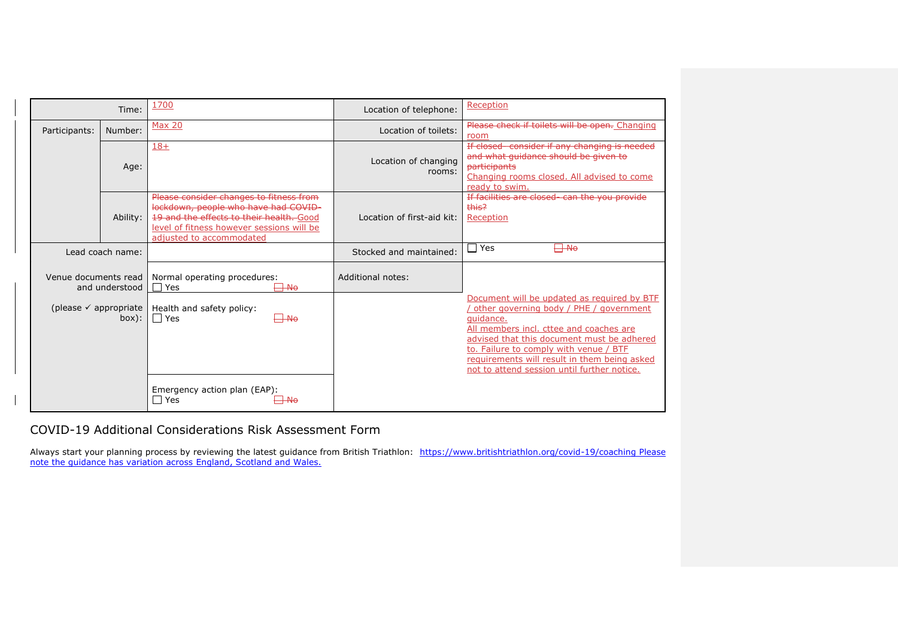| | | | | |
|---|---|---|---|---|
| Time: | | 1700 | Location of telephone: | Reception |
| Participants: | Number: | Max 20 | Location of toilets: | ~~Please check if toilets will be open.~~ Changing room |
| | Age: | 18+ | Location of changing rooms: | ~~If closed- consider if any changing is needed and what guidance should be given to participants~~ Changing rooms closed. All advised to come ready to swim. |
| | Ability: | ~~Please consider changes to fitness from lockdown, people who have had COVID-19 and the effects to their health.~~ Good level of fitness however sessions will be adjusted to accommodated | Location of first-aid kit: | ~~If facilities are closed- can the you provide this?~~ Reception |
| Lead coach name: | | | Stocked and maintained: | ☐ Yes ~~☐ No~~ |
| Venue documents read and understood (please ✓ appropriate box): | | Normal operating procedures: ☐ Yes ~~☐ No~~ | Additional notes: | Document will be updated as required by BTF / other governing body / PHE / government guidance. All members incl. cttee and coaches are advised that this document must be adhered to. Failure to comply with venue / BTF requirements will result in them being asked not to attend session until further notice. |
| | | Health and safety policy: ☐ Yes ~~☐ No~~ | | |
| | | Emergency action plan (EAP): ☐ Yes ~~☐ No~~ | | |

## COVID-19 Additional Considerations Risk Assessment Form

Always start your planning process by reviewing the latest guidance from British Triathlon: https://www.britishtriathlon.org/covid-19/coaching Please note the guidance has variation across England, Scotland and Wales.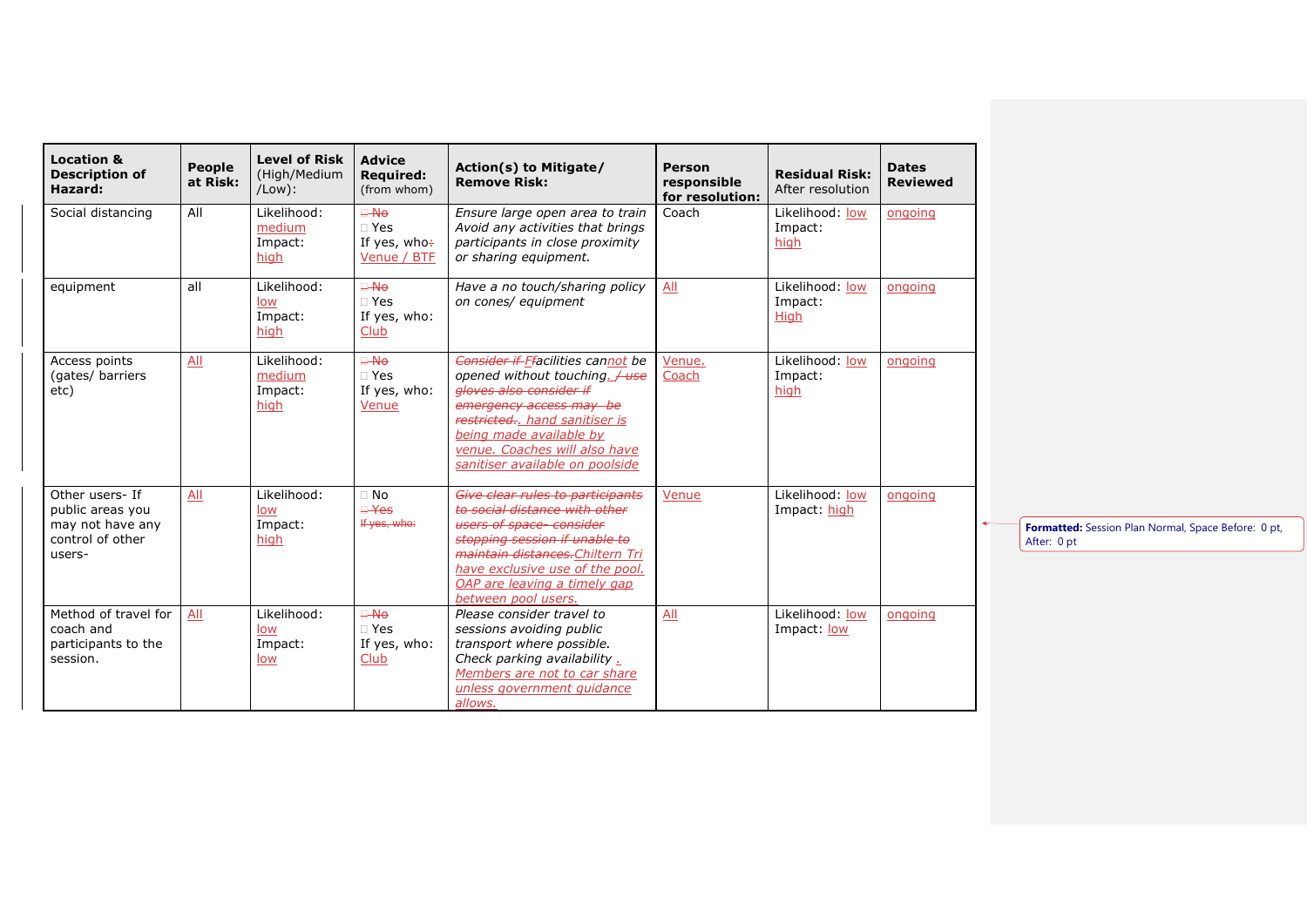| Location & Description of Hazard: | People at Risk: | Level of Risk (High/Medium /Low): | Advice Required: (from whom) | Action(s) to Mitigate/ Remove Risk: | Person responsible for resolution: | Residual Risk: After resolution | Dates Reviewed |
|---|---|---|---|---|---|---|---|
| Social distancing | All | Likelihood: medium Impact: high | ☐ No ☐ Yes If yes, who: Venue / BTF | *Ensure large open area to train Avoid any activities that brings participants in close proximity or sharing equipment.* | Coach | Likelihood: low Impact: high | ongoing |
| equipment | all | Likelihood: low Impact: high | ☐ No ☐ Yes If yes, who: Club | *Have a no touch/sharing policy on cones/ equipment* | All | Likelihood: low Impact: High | ongoing |
| Access points (gates/ barriers etc) | All | Likelihood: medium Impact: high | ☐ No ☐ Yes If yes, who: Venue | *Consider if Ffacilities cannot be opened without touching. / use gloves also consider if emergency access may be restricted.. hand sanitiser is being made available by venue. Coaches will also have sanitiser available on poolside* | Venue. Coach | Likelihood: low Impact: high | ongoing |
| Other users- If public areas you may not have any control of other users- | All | Likelihood: low Impact: high | ☐ No ☐ Yes If yes, who: | *Give clear rules to participants to social distance with other users of space- consider stopping session if unable to maintain distances.Chiltern Tri have exclusive use of the pool. OAP are leaving a timely gap between pool users.* | Venue | Likelihood: low Impact: high | ongoing |
| Method of travel for coach and participants to the session. | All | Likelihood: low Impact: low | ☐ No ☐ Yes If yes, who: Club | *Please consider travel to sessions avoiding public transport where possible. Check parking availability . Members are not to car share unless government guidance allows.* | All | Likelihood: low Impact: low | ongoing |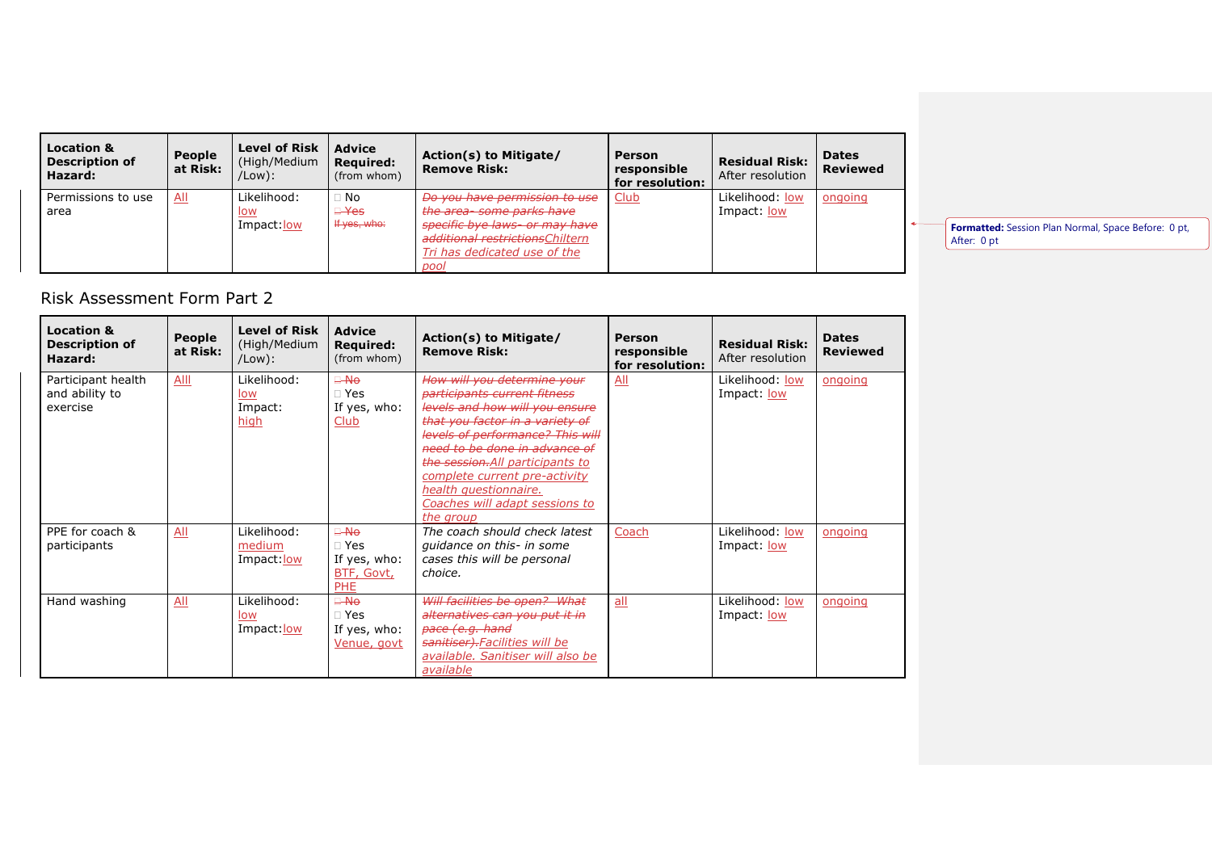| Location & Description of Hazard: | People at Risk: | Level of Risk (High/Medium /Low): | Advice Required: (from whom) | Action(s) to Mitigate/ Remove Risk: | Person responsible for resolution: | Residual Risk: After resolution | Dates Reviewed |
|---|---|---|---|---|---|---|---|
| Permissions to use area | All | Likelihood: low Impact: low | □ No ~~□ Yes~~ ~~If yes, who:~~ | ~~Do you have permission to use the area- some parks have specific bye laws- or may have additional restrictions~~Chiltern Tri has dedicated use of the pool | Club | Likelihood: low Impact: low | ongoing |

## Risk Assessment Form Part 2

| Location & Description of Hazard: | People at Risk: | Level of Risk (High/Medium /Low): | Advice Required: (from whom) | Action(s) to Mitigate/ Remove Risk: | Person responsible for resolution: | Residual Risk: After resolution | Dates Reviewed |
|---|---|---|---|---|---|---|---|
| Participant health and ability to exercise | Alll | Likelihood: low Impact: high | ~~□ No~~ □ Yes If yes, who: Club | ~~How will you determine your participants current fitness levels and how will you ensure that you factor in a variety of levels of performance? This will need to be done in advance of the session.~~All participants to complete current pre-activity health questionnaire. Coaches will adapt sessions to the group | All | Likelihood: low Impact: low | ongoing |
| PPE for coach & participants | All | Likelihood: medium Impact: low | ~~□ No~~ □ Yes If yes, who: BTF, Govt, PHE | *The coach should check latest guidance on this- in some cases this will be personal choice.* | Coach | Likelihood: low Impact: low | ongoing |
| Hand washing | All | Likelihood: low Impact: low | ~~□ No~~ □ Yes If yes, who: Venue, govt | ~~Will facilities be open? What alternatives can you put it in pace (e.g. hand sanitiser).~~Facilities will be available. Sanitiser will also be available | all | Likelihood: low Impact: low | ongoing |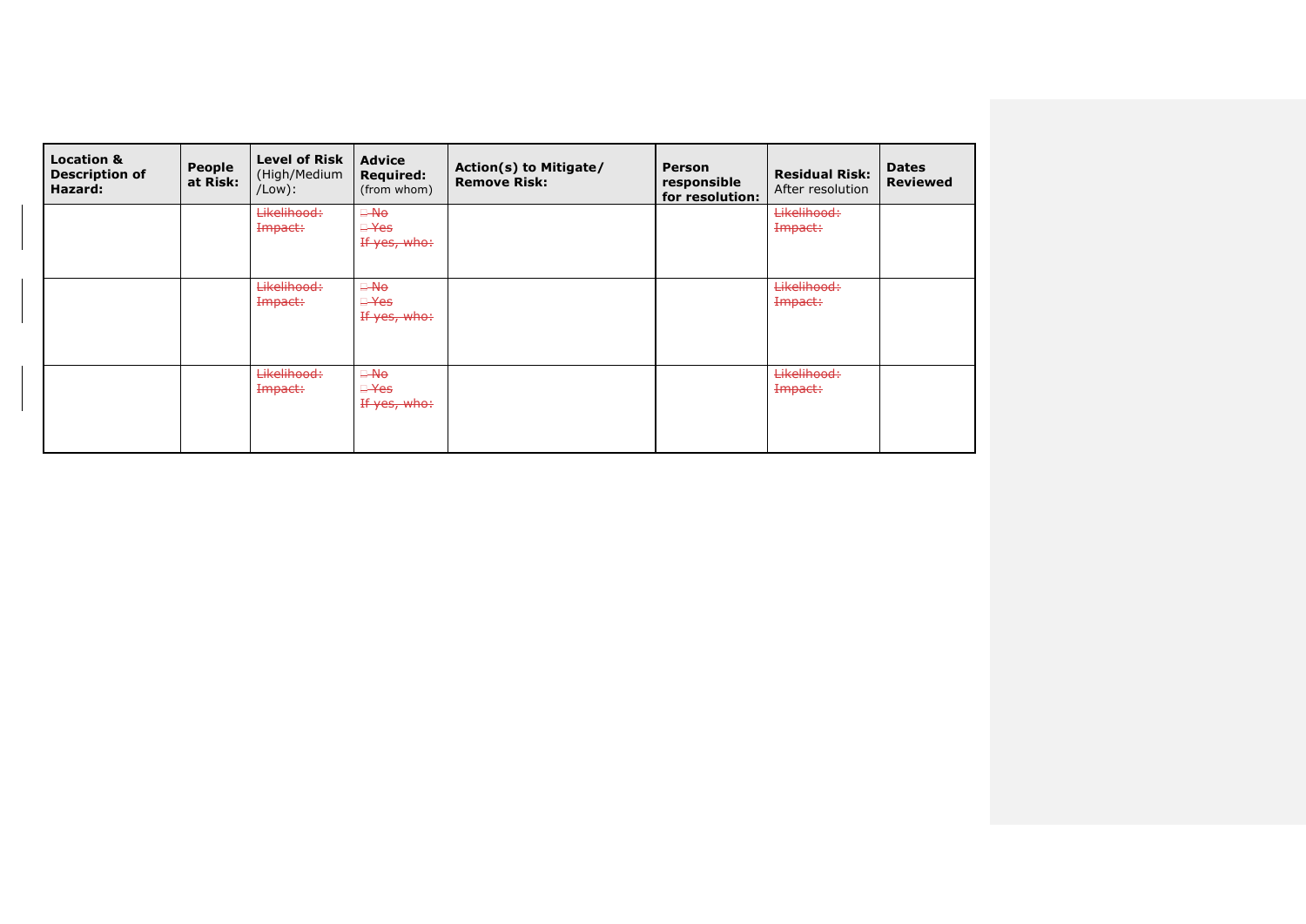| Location & Description of Hazard: | People at Risk: | Level of Risk (High/Medium /Low): | Advice Required: (from whom) | Action(s) to Mitigate/ Remove Risk: | Person responsible for resolution: | Residual Risk: After resolution | Dates Reviewed |
|---|---|---|---|---|---|---|---|
| | | ~~Likelihood:~~<br>~~Impact:~~ | ~~☐ No~~<br>~~☐ Yes~~<br>~~If yes, who:~~ | | | ~~Likelihood:~~<br>~~Impact:~~ | |
| | | ~~Likelihood:~~<br>~~Impact:~~ | ~~☐ No~~<br>~~☐ Yes~~<br>~~If yes, who:~~ | | | ~~Likelihood:~~<br>~~Impact:~~ | |
| | | ~~Likelihood:~~<br>~~Impact:~~ | ~~☐ No~~<br>~~☐ Yes~~<br>~~If yes, who:~~ | | | ~~Likelihood:~~<br>~~Impact:~~ | |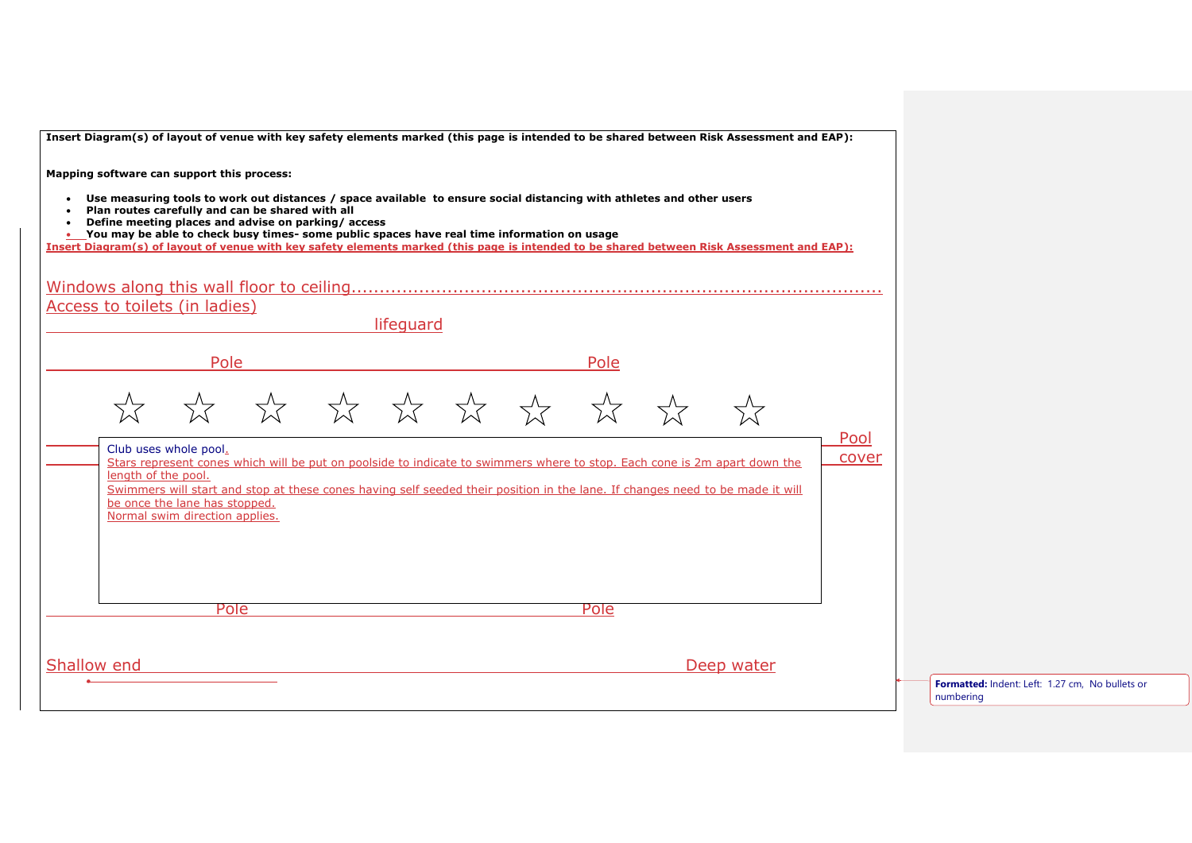**Insert Diagram(s) of layout of venue with key safety elements marked (this page is intended to be shared between Risk Assessment and EAP):**

**Mapping software can support this process:**

- **Use measuring tools to work out distances / space available to ensure social distancing with athletes and other users**
- **Plan routes carefully and can be shared with all**
- **Define meeting places and advise on parking/ access**
- **You may be able to check busy times- some public spaces have real time information on usage**

**Insert Diagram(s) of layout of venue with key safety elements marked (this page is intended to be shared between Risk Assessment and EAP):**

Windows along this wall floor to ceiling.........................................................................................

Access to toilets (in ladies)

lifeguard

Pole Pole

☆ ☆ ☆ ☆ ☆ ☆ ☆ ☆ ☆ ☆

Pool cover

Club uses whole pool.

Stars represent cones which will be put on poolside to indicate to swimmers where to stop. Each cone is 2m apart down the length of the pool.

Swimmers will start and stop at these cones having self seeded their position in the lane. If changes need to be made it will be once the lane has stopped.

Normal swim direction applies.

Pole Pole

Shallow end Deep water

Formatted: Indent: Left: 1.27 cm, No bullets or numbering